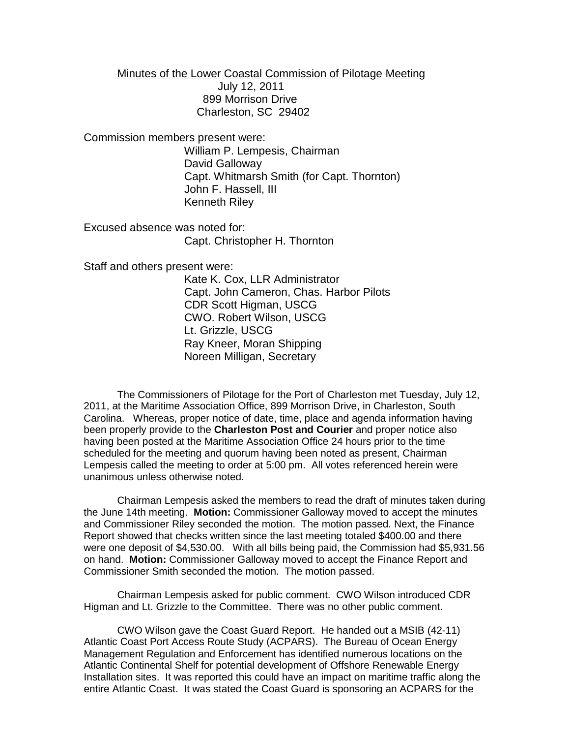Minutes of the Lower Coastal Commission of Pilotage Meeting
July 12, 2011
899 Morrison Drive
Charleston, SC 29402

Commission members present were:

William P. Lempesis, Chairman
David Galloway
Capt. Whitmarsh Smith (for Capt. Thornton)
John F. Hassell, III
Kenneth Riley

Excused absence was noted for:

Capt. Christopher H. Thornton

Staff and others present were:

Kate K. Cox, LLR Administrator
Capt. John Cameron, Chas. Harbor Pilots
CDR Scott Higman, USCG
CWO. Robert Wilson, USCG
Lt. Grizzle, USCG
Ray Kneer, Moran Shipping
Noreen Milligan, Secretary

The Commissioners of Pilotage for the Port of Charleston met Tuesday, July 12, 2011, at the Maritime Association Office, 899 Morrison Drive, in Charleston, South Carolina. Whereas, proper notice of date, time, place and agenda information having been properly provide to the **Charleston Post and Courier** and proper notice also having been posted at the Maritime Association Office 24 hours prior to the time scheduled for the meeting and quorum having been noted as present, Chairman Lempesis called the meeting to order at 5:00 pm. All votes referenced herein were unanimous unless otherwise noted.

Chairman Lempesis asked the members to read the draft of minutes taken during the June 14th meeting. **Motion:** Commissioner Galloway moved to accept the minutes and Commissioner Riley seconded the motion. The motion passed. Next, the Finance Report showed that checks written since the last meeting totaled $400.00 and there were one deposit of $4,530.00. With all bills being paid, the Commission had $5,931.56 on hand. **Motion:** Commissioner Galloway moved to accept the Finance Report and Commissioner Smith seconded the motion. The motion passed.

Chairman Lempesis asked for public comment. CWO Wilson introduced CDR Higman and Lt. Grizzle to the Committee. There was no other public comment.

CWO Wilson gave the Coast Guard Report. He handed out a MSIB (42-11) Atlantic Coast Port Access Route Study (ACPARS). The Bureau of Ocean Energy Management Regulation and Enforcement has identified numerous locations on the Atlantic Continental Shelf for potential development of Offshore Renewable Energy Installation sites. It was reported this could have an impact on maritime traffic along the entire Atlantic Coast. It was stated the Coast Guard is sponsoring an ACPARS for the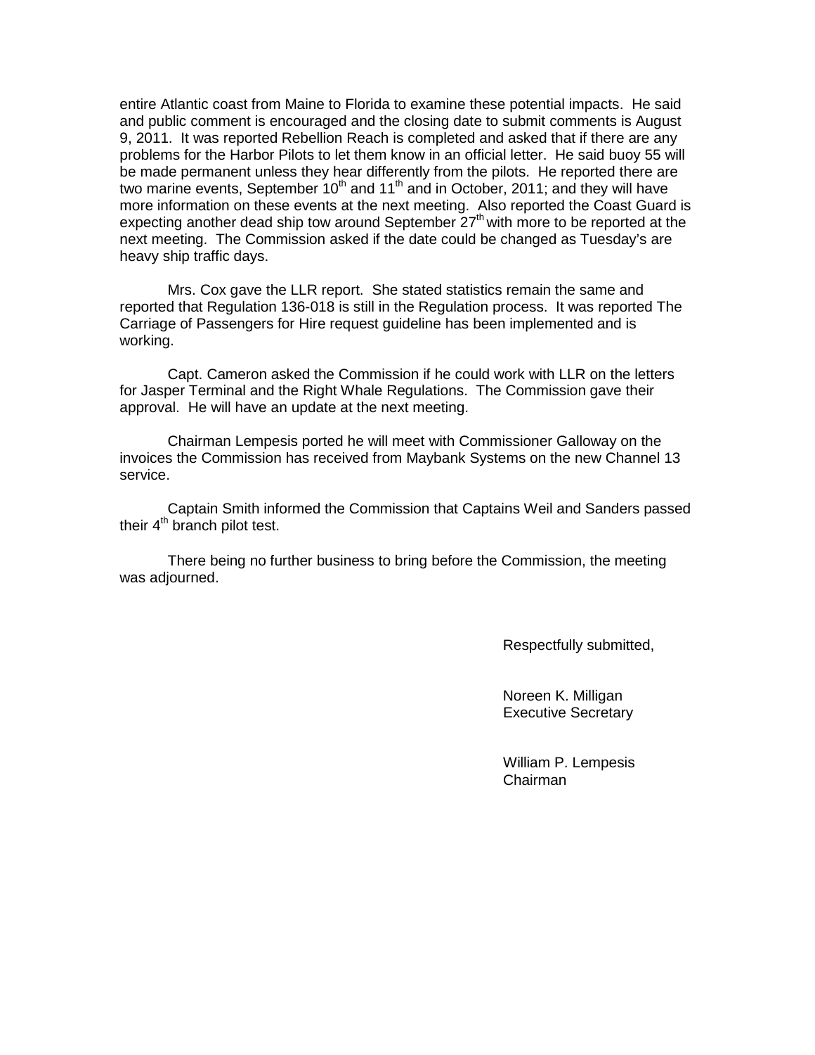entire Atlantic coast from Maine to Florida to examine these potential impacts. He said and public comment is encouraged and the closing date to submit comments is August 9, 2011. It was reported Rebellion Reach is completed and asked that if there are any problems for the Harbor Pilots to let them know in an official letter. He said buoy 55 will be made permanent unless they hear differently from the pilots. He reported there are two marine events, September 10th and 11th and in October, 2011; and they will have more information on these events at the next meeting. Also reported the Coast Guard is expecting another dead ship tow around September 27th with more to be reported at the next meeting. The Commission asked if the date could be changed as Tuesday's are heavy ship traffic days.

Mrs. Cox gave the LLR report. She stated statistics remain the same and reported that Regulation 136-018 is still in the Regulation process. It was reported The Carriage of Passengers for Hire request guideline has been implemented and is working.

Capt. Cameron asked the Commission if he could work with LLR on the letters for Jasper Terminal and the Right Whale Regulations. The Commission gave their approval. He will have an update at the next meeting.

Chairman Lempesis ported he will meet with Commissioner Galloway on the invoices the Commission has received from Maybank Systems on the new Channel 13 service.

Captain Smith informed the Commission that Captains Weil and Sanders passed their 4th branch pilot test.

There being no further business to bring before the Commission, the meeting was adjourned.

Respectfully submitted,

Noreen K. Milligan
Executive Secretary

William P. Lempesis
Chairman